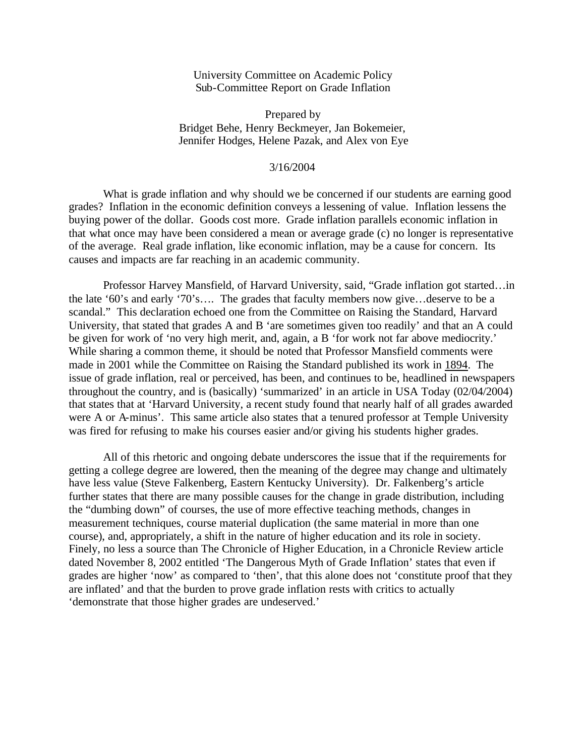University Committee on Academic Policy
Sub-Committee Report on Grade Inflation

Prepared by
Bridget Behe, Henry Beckmeyer, Jan Bokemeier,
Jennifer Hodges, Helene Pazak, and Alex von Eye

3/16/2004

What is grade inflation and why should we be concerned if our students are earning good grades? Inflation in the economic definition conveys a lessening of value. Inflation lessens the buying power of the dollar. Goods cost more. Grade inflation parallels economic inflation in that what once may have been considered a mean or average grade (c) no longer is representative of the average. Real grade inflation, like economic inflation, may be a cause for concern. Its causes and impacts are far reaching in an academic community.

Professor Harvey Mansfield, of Harvard University, said, "Grade inflation got started…in the late '60's and early '70's…. The grades that faculty members now give…deserve to be a scandal." This declaration echoed one from the Committee on Raising the Standard, Harvard University, that stated that grades A and B 'are sometimes given too readily' and that an A could be given for work of 'no very high merit, and, again, a B 'for work not far above mediocrity.' While sharing a common theme, it should be noted that Professor Mansfield comments were made in 2001 while the Committee on Raising the Standard published its work in 1894. The issue of grade inflation, real or perceived, has been, and continues to be, headlined in newspapers throughout the country, and is (basically) 'summarized' in an article in USA Today (02/04/2004) that states that at 'Harvard University, a recent study found that nearly half of all grades awarded were A or A-minus'. This same article also states that a tenured professor at Temple University was fired for refusing to make his courses easier and/or giving his students higher grades.

All of this rhetoric and ongoing debate underscores the issue that if the requirements for getting a college degree are lowered, then the meaning of the degree may change and ultimately have less value (Steve Falkenberg, Eastern Kentucky University). Dr. Falkenberg's article further states that there are many possible causes for the change in grade distribution, including the "dumbing down" of courses, the use of more effective teaching methods, changes in measurement techniques, course material duplication (the same material in more than one course), and, appropriately, a shift in the nature of higher education and its role in society. Finely, no less a source than The Chronicle of Higher Education, in a Chronicle Review article dated November 8, 2002 entitled 'The Dangerous Myth of Grade Inflation' states that even if grades are higher 'now' as compared to 'then', that this alone does not 'constitute proof that they are inflated' and that the burden to prove grade inflation rests with critics to actually 'demonstrate that those higher grades are undeserved.'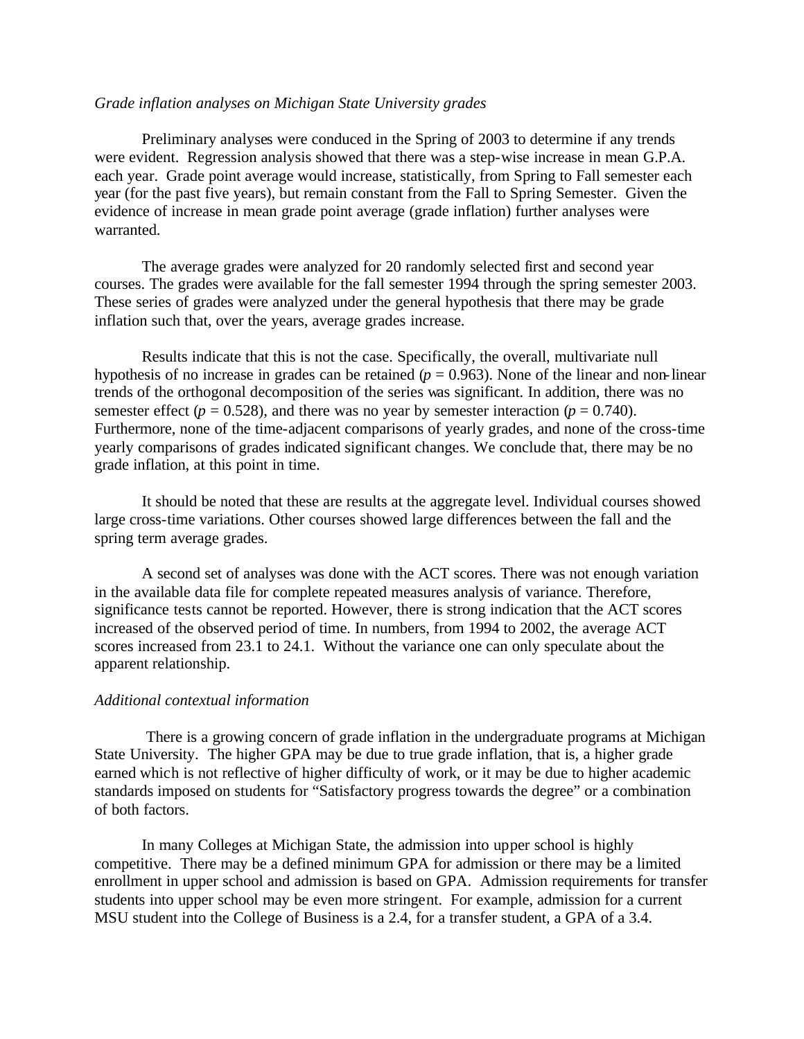*Grade inflation analyses on Michigan State University grades*

Preliminary analyses were conduced in the Spring of 2003 to determine if any trends were evident. Regression analysis showed that there was a step-wise increase in mean G.P.A. each year. Grade point average would increase, statistically, from Spring to Fall semester each year (for the past five years), but remain constant from the Fall to Spring Semester. Given the evidence of increase in mean grade point average (grade inflation) further analyses were warranted.

The average grades were analyzed for 20 randomly selected first and second year courses. The grades were available for the fall semester 1994 through the spring semester 2003. These series of grades were analyzed under the general hypothesis that there may be grade inflation such that, over the years, average grades increase.

Results indicate that this is not the case. Specifically, the overall, multivariate null hypothesis of no increase in grades can be retained ($p = 0.963$). None of the linear and non-linear trends of the orthogonal decomposition of the series was significant. In addition, there was no semester effect ($p = 0.528$), and there was no year by semester interaction ($p = 0.740$). Furthermore, none of the time-adjacent comparisons of yearly grades, and none of the cross-time yearly comparisons of grades indicated significant changes. We conclude that, there may be no grade inflation, at this point in time.

It should be noted that these are results at the aggregate level. Individual courses showed large cross-time variations. Other courses showed large differences between the fall and the spring term average grades.

A second set of analyses was done with the ACT scores. There was not enough variation in the available data file for complete repeated measures analysis of variance. Therefore, significance tests cannot be reported. However, there is strong indication that the ACT scores increased of the observed period of time. In numbers, from 1994 to 2002, the average ACT scores increased from 23.1 to 24.1. Without the variance one can only speculate about the apparent relationship.

*Additional contextual information*

There is a growing concern of grade inflation in the undergraduate programs at Michigan State University. The higher GPA may be due to true grade inflation, that is, a higher grade earned which is not reflective of higher difficulty of work, or it may be due to higher academic standards imposed on students for "Satisfactory progress towards the degree" or a combination of both factors.

In many Colleges at Michigan State, the admission into upper school is highly competitive. There may be a defined minimum GPA for admission or there may be a limited enrollment in upper school and admission is based on GPA. Admission requirements for transfer students into upper school may be even more stringent. For example, admission for a current MSU student into the College of Business is a 2.4, for a transfer student, a GPA of a 3.4.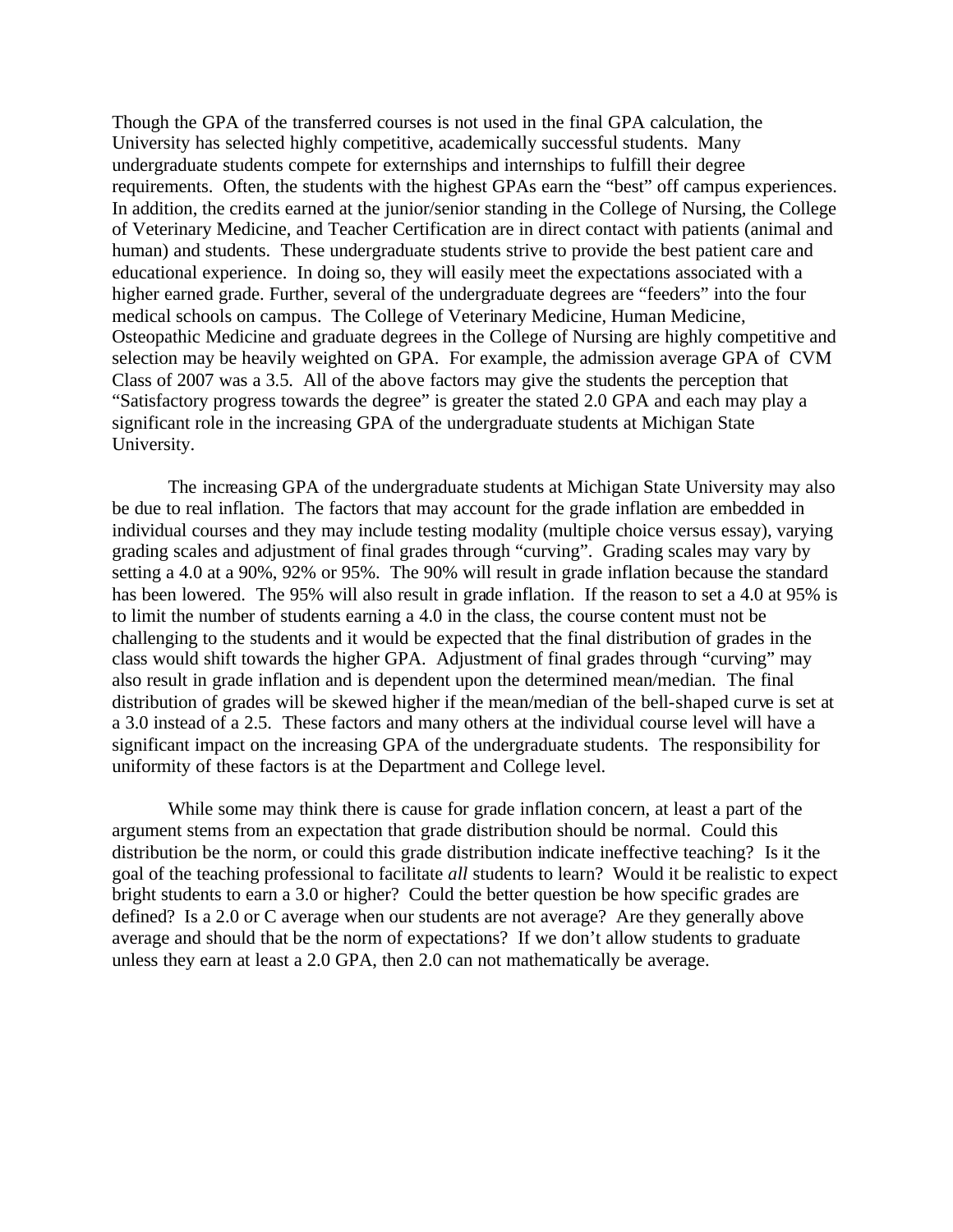Though the GPA of the transferred courses is not used in the final GPA calculation, the University has selected highly competitive, academically successful students. Many undergraduate students compete for externships and internships to fulfill their degree requirements. Often, the students with the highest GPAs earn the "best" off campus experiences. In addition, the credits earned at the junior/senior standing in the College of Nursing, the College of Veterinary Medicine, and Teacher Certification are in direct contact with patients (animal and human) and students. These undergraduate students strive to provide the best patient care and educational experience. In doing so, they will easily meet the expectations associated with a higher earned grade. Further, several of the undergraduate degrees are "feeders" into the four medical schools on campus. The College of Veterinary Medicine, Human Medicine, Osteopathic Medicine and graduate degrees in the College of Nursing are highly competitive and selection may be heavily weighted on GPA. For example, the admission average GPA of CVM Class of 2007 was a 3.5. All of the above factors may give the students the perception that "Satisfactory progress towards the degree" is greater the stated 2.0 GPA and each may play a significant role in the increasing GPA of the undergraduate students at Michigan State University.

The increasing GPA of the undergraduate students at Michigan State University may also be due to real inflation. The factors that may account for the grade inflation are embedded in individual courses and they may include testing modality (multiple choice versus essay), varying grading scales and adjustment of final grades through "curving". Grading scales may vary by setting a 4.0 at a 90%, 92% or 95%. The 90% will result in grade inflation because the standard has been lowered. The 95% will also result in grade inflation. If the reason to set a 4.0 at 95% is to limit the number of students earning a 4.0 in the class, the course content must not be challenging to the students and it would be expected that the final distribution of grades in the class would shift towards the higher GPA. Adjustment of final grades through "curving" may also result in grade inflation and is dependent upon the determined mean/median. The final distribution of grades will be skewed higher if the mean/median of the bell-shaped curve is set at a 3.0 instead of a 2.5. These factors and many others at the individual course level will have a significant impact on the increasing GPA of the undergraduate students. The responsibility for uniformity of these factors is at the Department and College level.

While some may think there is cause for grade inflation concern, at least a part of the argument stems from an expectation that grade distribution should be normal. Could this distribution be the norm, or could this grade distribution indicate ineffective teaching? Is it the goal of the teaching professional to facilitate *all* students to learn? Would it be realistic to expect bright students to earn a 3.0 or higher? Could the better question be how specific grades are defined? Is a 2.0 or C average when our students are not average? Are they generally above average and should that be the norm of expectations? If we don't allow students to graduate unless they earn at least a 2.0 GPA, then 2.0 can not mathematically be average.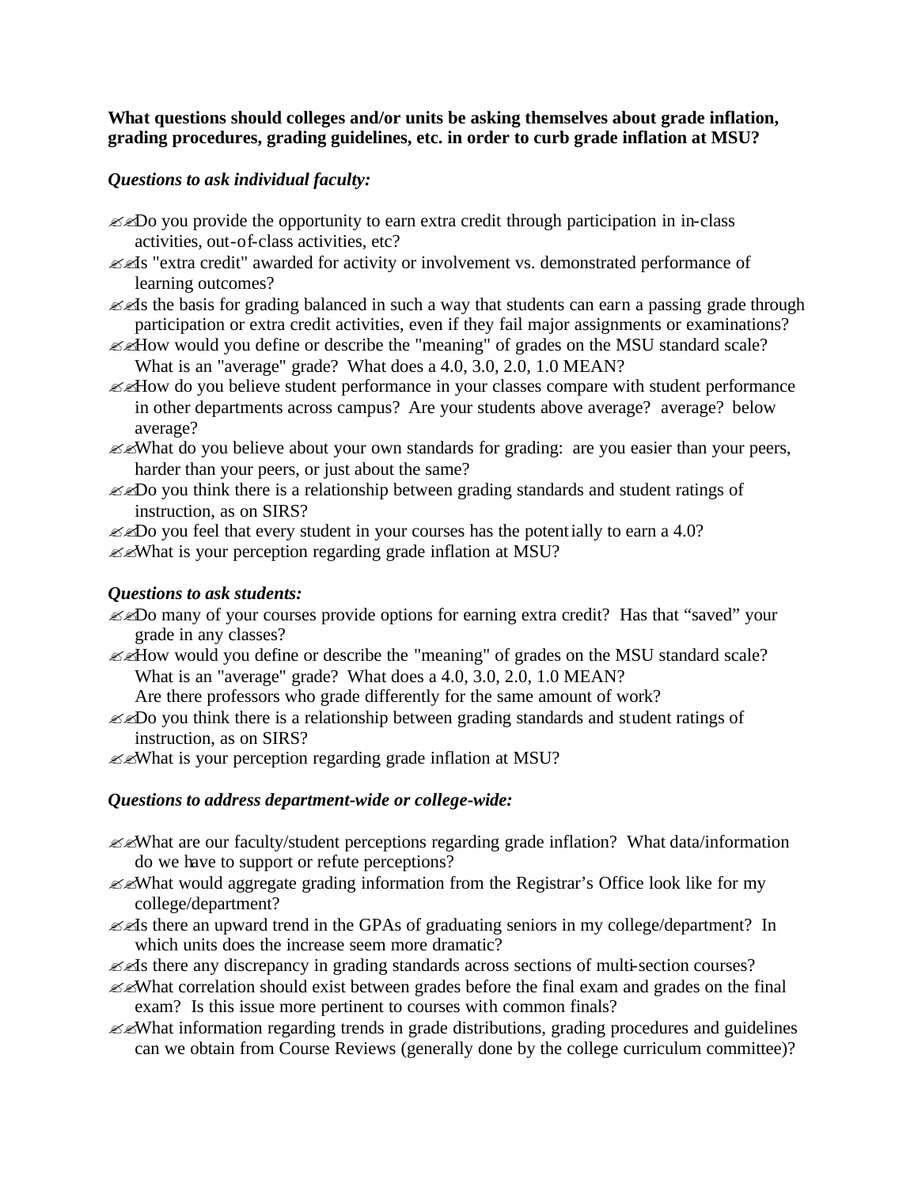**What questions should colleges and/or units be asking themselves about grade inflation, grading procedures, grading guidelines, etc. in order to curb grade inflation at MSU?**

***Questions to ask individual faculty:***

- Do you provide the opportunity to earn extra credit through participation in in-class activities, out-of-class activities, etc?
- Is "extra credit" awarded for activity or involvement vs. demonstrated performance of learning outcomes?
- Is the basis for grading balanced in such a way that students can earn a passing grade through participation or extra credit activities, even if they fail major assignments or examinations?
- How would you define or describe the "meaning" of grades on the MSU standard scale? What is an "average" grade? What does a 4.0, 3.0, 2.0, 1.0 MEAN?
- How do you believe student performance in your classes compare with student performance in other departments across campus? Are your students above average? average? below average?
- What do you believe about your own standards for grading: are you easier than your peers, harder than your peers, or just about the same?
- Do you think there is a relationship between grading standards and student ratings of instruction, as on SIRS?
- Do you feel that every student in your courses has the potentially to earn a 4.0?
- What is your perception regarding grade inflation at MSU?

***Questions to ask students:***

- Do many of your courses provide options for earning extra credit? Has that "saved" your grade in any classes?
- How would you define or describe the "meaning" of grades on the MSU standard scale? What is an "average" grade? What does a 4.0, 3.0, 2.0, 1.0 MEAN? Are there professors who grade differently for the same amount of work?
- Do you think there is a relationship between grading standards and student ratings of instruction, as on SIRS?
- What is your perception regarding grade inflation at MSU?

***Questions to address department-wide or college-wide:***

- What are our faculty/student perceptions regarding grade inflation? What data/information do we have to support or refute perceptions?
- What would aggregate grading information from the Registrar's Office look like for my college/department?
- Is there an upward trend in the GPAs of graduating seniors in my college/department? In which units does the increase seem more dramatic?
- Is there any discrepancy in grading standards across sections of multi-section courses?
- What correlation should exist between grades before the final exam and grades on the final exam? Is this issue more pertinent to courses with common finals?
- What information regarding trends in grade distributions, grading procedures and guidelines can we obtain from Course Reviews (generally done by the college curriculum committee)?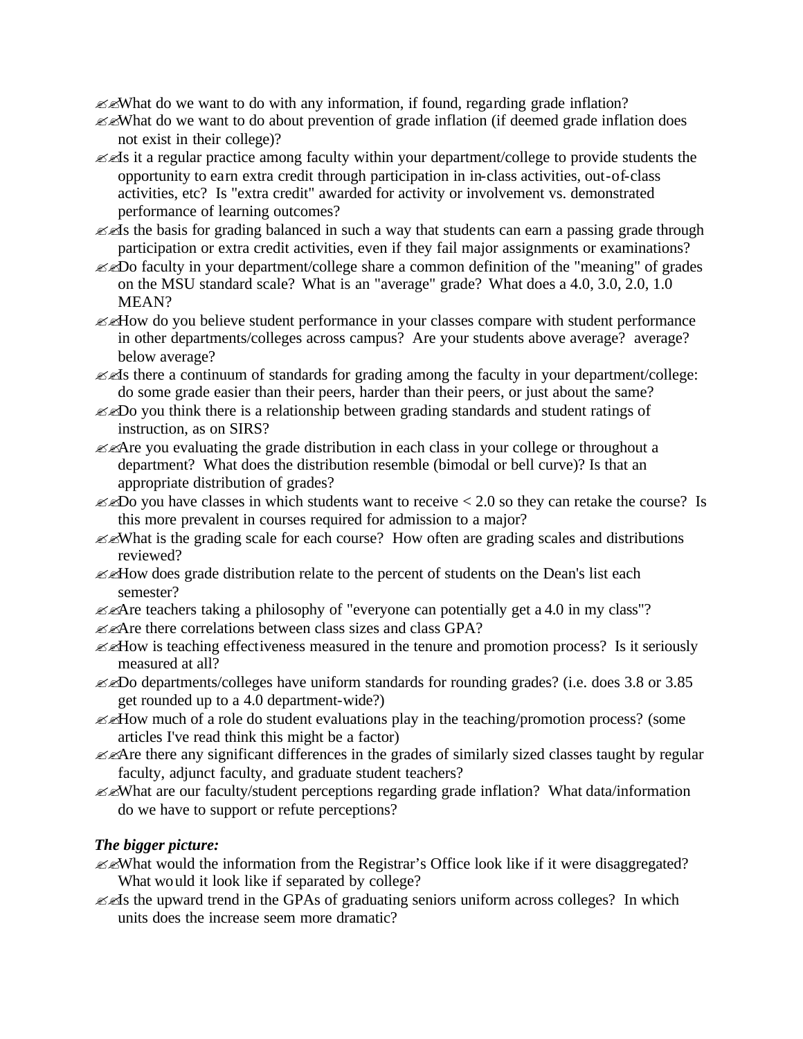- What do we want to do with any information, if found, regarding grade inflation?
- What do we want to do about prevention of grade inflation (if deemed grade inflation does not exist in their college)?
- Is it a regular practice among faculty within your department/college to provide students the opportunity to earn extra credit through participation in in-class activities, out-of-class activities, etc? Is "extra credit" awarded for activity or involvement vs. demonstrated performance of learning outcomes?
- Is the basis for grading balanced in such a way that students can earn a passing grade through participation or extra credit activities, even if they fail major assignments or examinations?
- Do faculty in your department/college share a common definition of the "meaning" of grades on the MSU standard scale? What is an "average" grade? What does a 4.0, 3.0, 2.0, 1.0 MEAN?
- How do you believe student performance in your classes compare with student performance in other departments/colleges across campus? Are your students above average? average? below average?
- Is there a continuum of standards for grading among the faculty in your department/college: do some grade easier than their peers, harder than their peers, or just about the same?
- Do you think there is a relationship between grading standards and student ratings of instruction, as on SIRS?
- Are you evaluating the grade distribution in each class in your college or throughout a department? What does the distribution resemble (bimodal or bell curve)? Is that an appropriate distribution of grades?
- Do you have classes in which students want to receive < 2.0 so they can retake the course? Is this more prevalent in courses required for admission to a major?
- What is the grading scale for each course? How often are grading scales and distributions reviewed?
- How does grade distribution relate to the percent of students on the Dean's list each semester?
- Are teachers taking a philosophy of "everyone can potentially get a 4.0 in my class"?
- Are there correlations between class sizes and class GPA?
- How is teaching effectiveness measured in the tenure and promotion process? Is it seriously measured at all?
- Do departments/colleges have uniform standards for rounding grades? (i.e. does 3.8 or 3.85 get rounded up to a 4.0 department-wide?)
- How much of a role do student evaluations play in the teaching/promotion process? (some articles I've read think this might be a factor)
- Are there any significant differences in the grades of similarly sized classes taught by regular faculty, adjunct faculty, and graduate student teachers?
- What are our faculty/student perceptions regarding grade inflation? What data/information do we have to support or refute perceptions?

***The bigger picture:***

- What would the information from the Registrar's Office look like if it were disaggregated? What would it look like if separated by college?
- Is the upward trend in the GPAs of graduating seniors uniform across colleges? In which units does the increase seem more dramatic?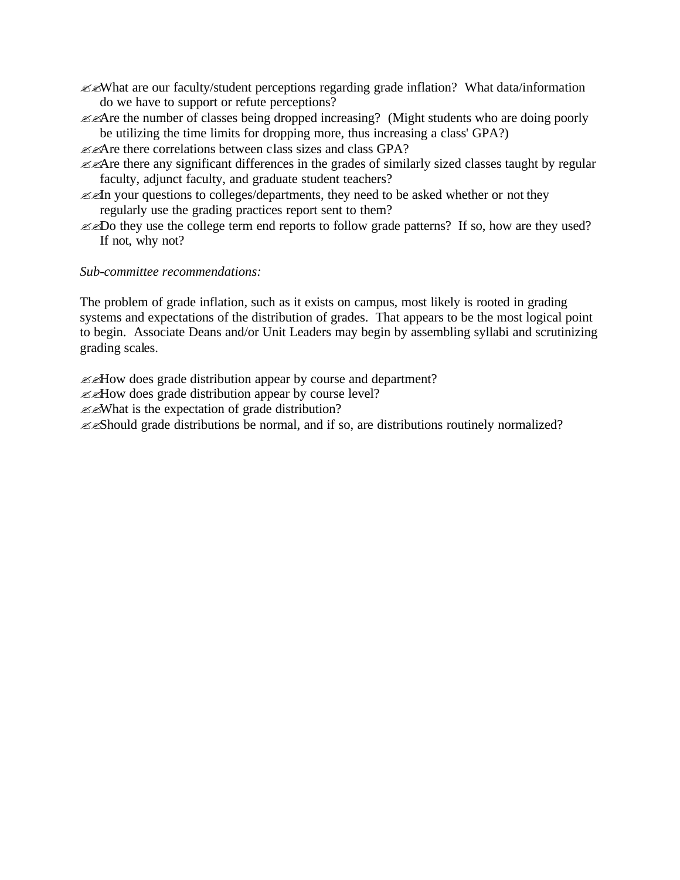- What are our faculty/student perceptions regarding grade inflation? What data/information do we have to support or refute perceptions?
- Are the number of classes being dropped increasing? (Might students who are doing poorly be utilizing the time limits for dropping more, thus increasing a class' GPA?)
- Are there correlations between class sizes and class GPA?
- Are there any significant differences in the grades of similarly sized classes taught by regular faculty, adjunct faculty, and graduate student teachers?
- In your questions to colleges/departments, they need to be asked whether or not they regularly use the grading practices report sent to them?
- Do they use the college term end reports to follow grade patterns? If so, how are they used? If not, why not?

*Sub-committee recommendations:*

The problem of grade inflation, such as it exists on campus, most likely is rooted in grading systems and expectations of the distribution of grades. That appears to be the most logical point to begin. Associate Deans and/or Unit Leaders may begin by assembling syllabi and scrutinizing grading scales.

- How does grade distribution appear by course and department?
- How does grade distribution appear by course level?
- What is the expectation of grade distribution?
- Should grade distributions be normal, and if so, are distributions routinely normalized?